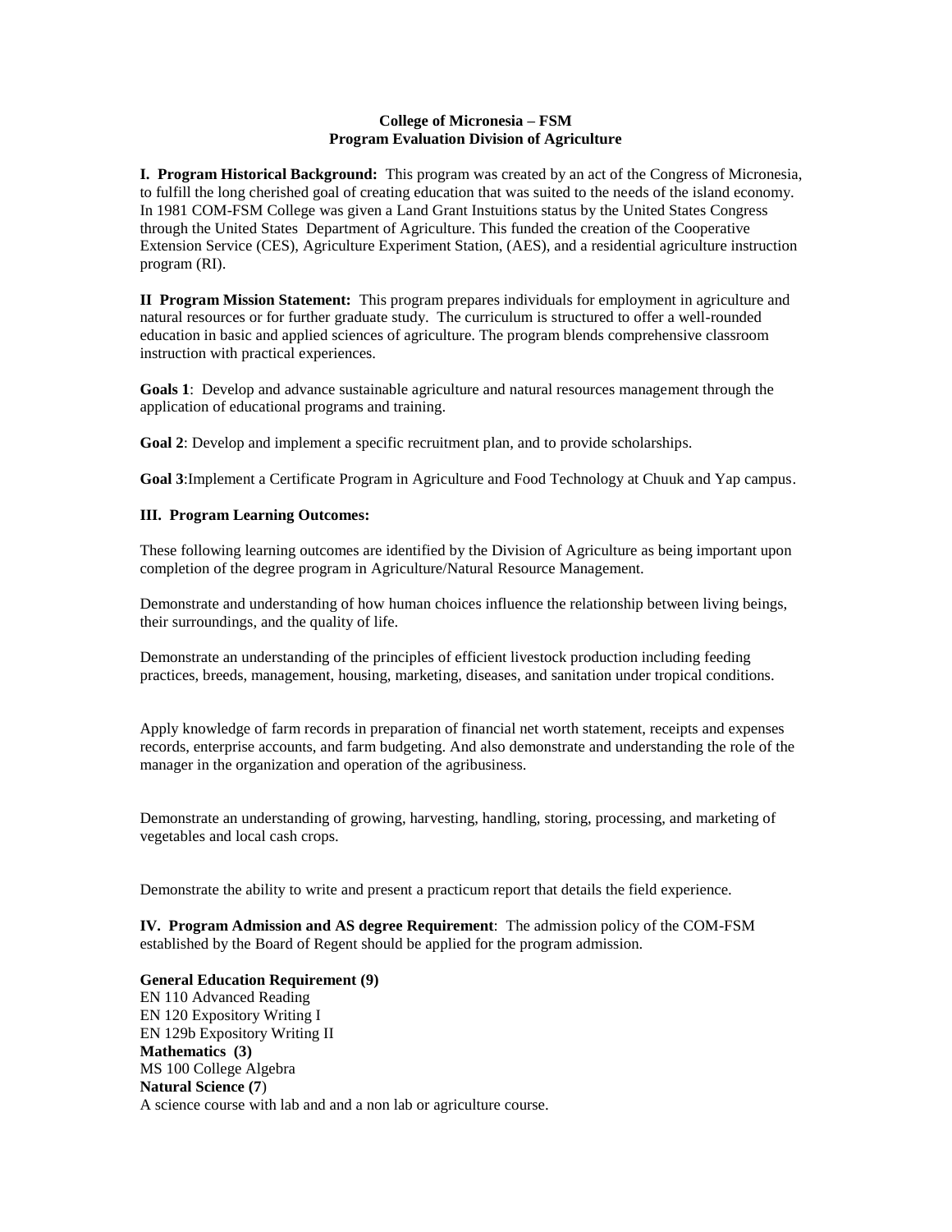**College of Micronesia – FSM**
**Program Evaluation Division of Agriculture**

**I. Program Historical Background:** This program was created by an act of the Congress of Micronesia, to fulfill the long cherished goal of creating education that was suited to the needs of the island economy. In 1981 COM-FSM College was given a Land Grant Instuitions status by the United States Congress through the United States Department of Agriculture. This funded the creation of the Cooperative Extension Service (CES), Agriculture Experiment Station, (AES), and a residential agriculture instruction program (RI).

**II Program Mission Statement:** This program prepares individuals for employment in agriculture and natural resources or for further graduate study. The curriculum is structured to offer a well-rounded education in basic and applied sciences of agriculture. The program blends comprehensive classroom instruction with practical experiences.

**Goals 1**: Develop and advance sustainable agriculture and natural resources management through the application of educational programs and training.

**Goal 2**: Develop and implement a specific recruitment plan, and to provide scholarships.

**Goal 3**:Implement a Certificate Program in Agriculture and Food Technology at Chuuk and Yap campus.

**III. Program Learning Outcomes:**

These following learning outcomes are identified by the Division of Agriculture as being important upon completion of the degree program in Agriculture/Natural Resource Management.

Demonstrate and understanding of how human choices influence the relationship between living beings, their surroundings, and the quality of life.

Demonstrate an understanding of the principles of efficient livestock production including feeding practices, breeds, management, housing, marketing, diseases, and sanitation under tropical conditions.

Apply knowledge of farm records in preparation of financial net worth statement, receipts and expenses records, enterprise accounts, and farm budgeting. And also demonstrate and understanding the role of the manager in the organization and operation of the agribusiness.

Demonstrate an understanding of growing, harvesting, handling, storing, processing, and marketing of vegetables and local cash crops.

Demonstrate the ability to write and present a practicum report that details the field experience.

**IV. Program Admission and AS degree Requirement**: The admission policy of the COM-FSM established by the Board of Regent should be applied for the program admission.

**General Education Requirement (9)**
EN 110 Advanced Reading
EN 120 Expository Writing I
EN 129b Expository Writing II
**Mathematics (3)**
MS 100 College Algebra
**Natural Science (7)**
A science course with lab and and a non lab or agriculture course.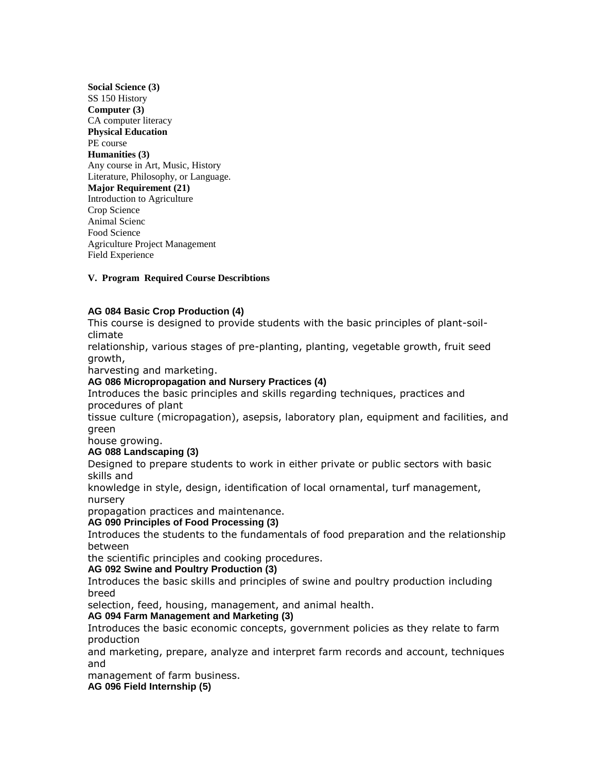**Social Science (3)**
SS 150 History
**Computer (3)**
CA computer literacy
**Physical Education**
PE course
**Humanities (3)**
Any course in Art, Music, History
Literature, Philosophy, or Language.
**Major Requirement (21)**
Introduction to Agriculture
Crop Science
Animal Scienc
Food Science
Agriculture Project Management
Field Experience

### V. Program Required Course Describtions

**AG 084 Basic Crop Production (4)**
This course is designed to provide students with the basic principles of plant-soil-climate relationship, various stages of pre-planting, planting, vegetable growth, fruit seed growth, harvesting and marketing.

**AG 086 Micropropagation and Nursery Practices (4)**
Introduces the basic principles and skills regarding techniques, practices and procedures of plant tissue culture (micropagation), asepsis, laboratory plan, equipment and facilities, and green house growing.

**AG 088 Landscaping (3)**
Designed to prepare students to work in either private or public sectors with basic skills and knowledge in style, design, identification of local ornamental, turf management, nursery propagation practices and maintenance.

**AG 090 Principles of Food Processing (3)**
Introduces the students to the fundamentals of food preparation and the relationship between the scientific principles and cooking procedures.

**AG 092 Swine and Poultry Production (3)**
Introduces the basic skills and principles of swine and poultry production including breed selection, feed, housing, management, and animal health.

**AG 094 Farm Management and Marketing (3)**
Introduces the basic economic concepts, government policies as they relate to farm production and marketing, prepare, analyze and interpret farm records and account, techniques and management of farm business.

**AG 096 Field Internship (5)**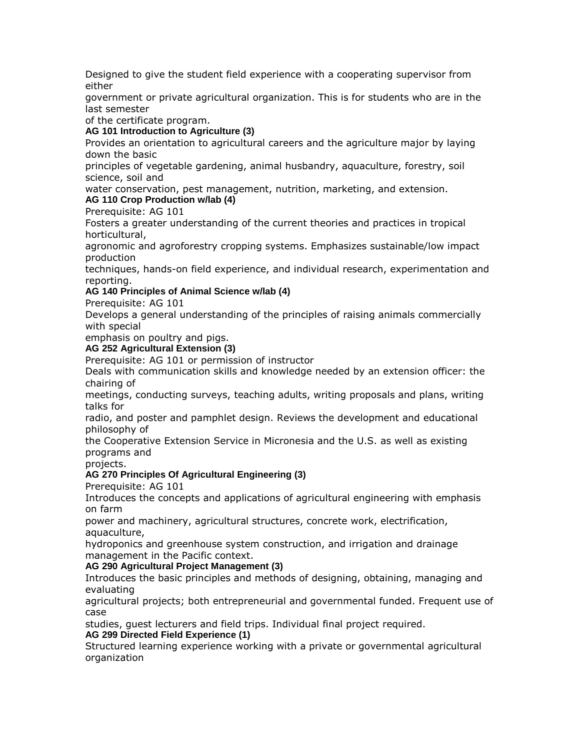Designed to give the student field experience with a cooperating supervisor from either government or private agricultural organization. This is for students who are in the last semester of the certificate program.

**AG 101 Introduction to Agriculture (3)**

Provides an orientation to agricultural careers and the agriculture major by laying down the basic principles of vegetable gardening, animal husbandry, aquaculture, forestry, soil science, soil and water conservation, pest management, nutrition, marketing, and extension.

**AG 110 Crop Production w/lab (4)**

Prerequisite: AG 101

Fosters a greater understanding of the current theories and practices in tropical horticultural, agronomic and agroforestry cropping systems. Emphasizes sustainable/low impact production techniques, hands-on field experience, and individual research, experimentation and reporting.

**AG 140 Principles of Animal Science w/lab (4)**

Prerequisite: AG 101

Develops a general understanding of the principles of raising animals commercially with special emphasis on poultry and pigs.

**AG 252 Agricultural Extension (3)**

Prerequisite: AG 101 or permission of instructor

Deals with communication skills and knowledge needed by an extension officer: the chairing of meetings, conducting surveys, teaching adults, writing proposals and plans, writing talks for radio, and poster and pamphlet design. Reviews the development and educational philosophy of the Cooperative Extension Service in Micronesia and the U.S. as well as existing programs and projects.

**AG 270 Principles Of Agricultural Engineering (3)**

Prerequisite: AG 101

Introduces the concepts and applications of agricultural engineering with emphasis on farm power and machinery, agricultural structures, concrete work, electrification, aquaculture, hydroponics and greenhouse system construction, and irrigation and drainage management in the Pacific context.

**AG 290 Agricultural Project Management (3)**

Introduces the basic principles and methods of designing, obtaining, managing and evaluating agricultural projects; both entrepreneurial and governmental funded. Frequent use of case studies, guest lecturers and field trips. Individual final project required.

**AG 299 Directed Field Experience (1)**

Structured learning experience working with a private or governmental agricultural organization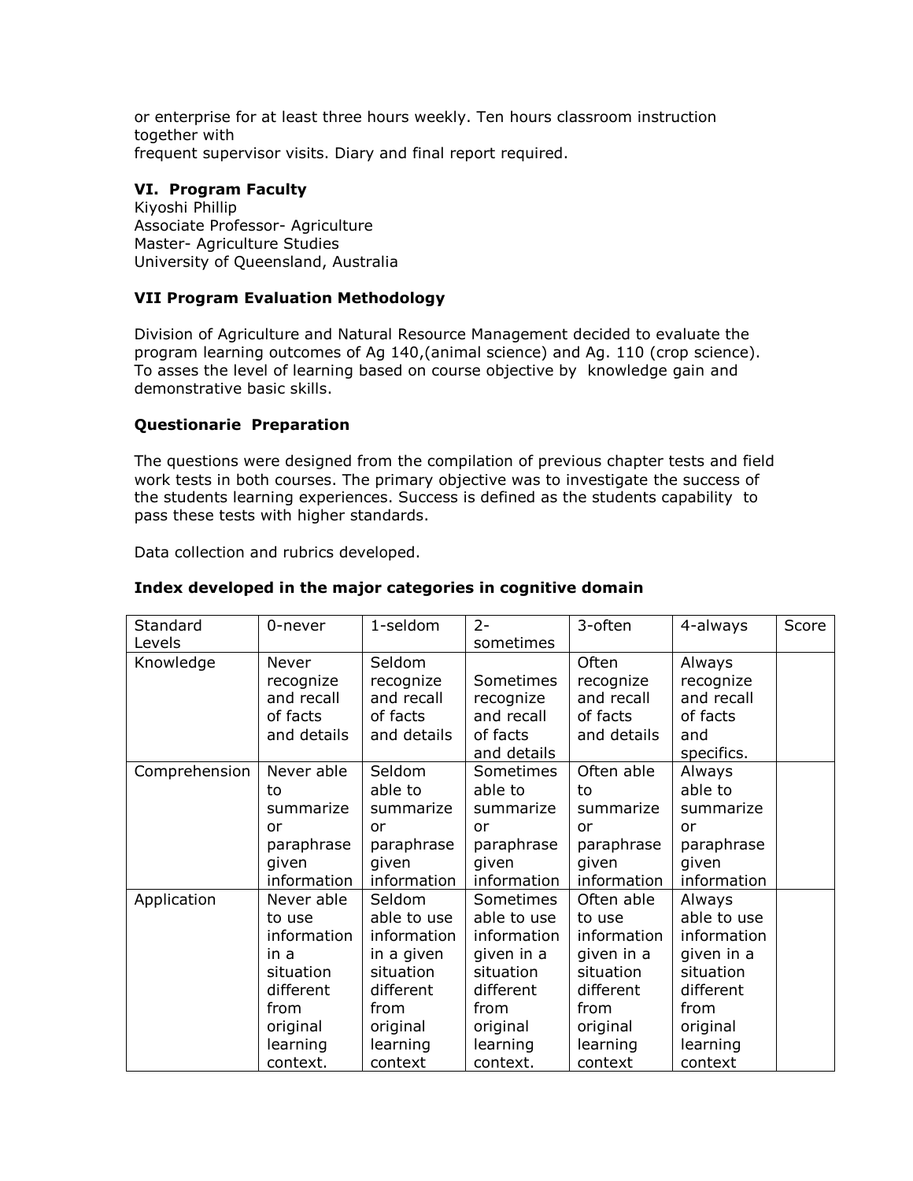or enterprise for at least three hours weekly. Ten hours classroom instruction together with
frequent supervisor visits. Diary and final report required.

### VI. Program Faculty

Kiyoshi Phillip
Associate Professor- Agriculture
Master- Agriculture Studies
University of Queensland, Australia

### VII Program Evaluation Methodology

Division of Agriculture and Natural Resource Management decided to evaluate the program learning outcomes of Ag 140,(animal science) and Ag. 110 (crop science). To asses the level of learning based on course objective by knowledge gain and demonstrative basic skills.

### Questionarie Preparation

The questions were designed from the compilation of previous chapter tests and field work tests in both courses. The primary objective was to investigate the success of the students learning experiences. Success is defined as the students capability to pass these tests with higher standards.

Data collection and rubrics developed.

### Index developed in the major categories in cognitive domain

| Standard Levels | 0-never | 1-seldom | 2-sometimes | 3-often | 4-always | Score |
|---|---|---|---|---|---|---|
| Knowledge | Never recognize and recall of facts and details | Seldom recognize and recall of facts and details | Sometimes recognize and recall of facts and details | Often recognize and recall of facts and details | Always recognize and recall of facts and specifics. | |
| Comprehension | Never able to summarize or paraphrase given information | Seldom able to summarize or paraphrase given information | Sometimes able to summarize or paraphrase given information | Often able to summarize or paraphrase given information | Always able to summarize or paraphrase given information | |
| Application | Never able to use information in a situation different from original learning context. | Seldom able to use information in a given situation different from original learning context | Sometimes able to use information given in a situation different from original learning context. | Often able to use information given in a situation different from original learning context | Always able to use information given in a situation different from original learning context | |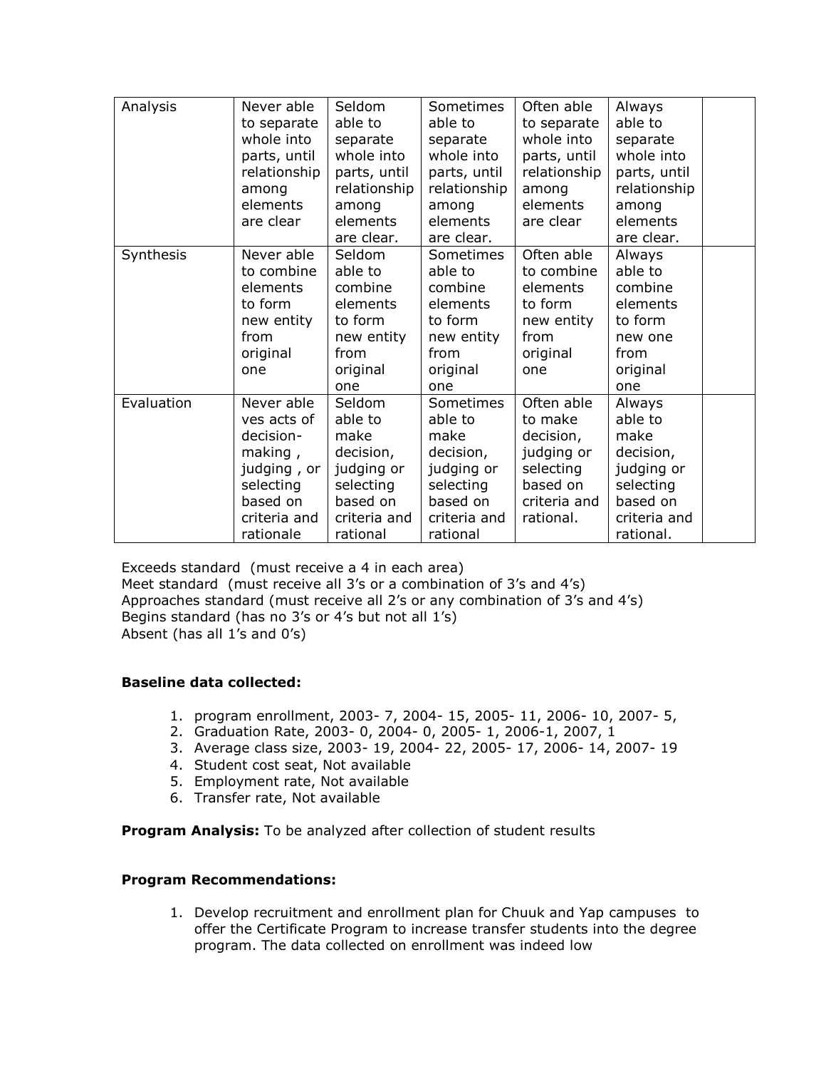| Analysis | Never able to separate whole into parts, until relationship among elements are clear | Seldom able to separate whole into parts, until relationship among elements are clear. | Sometimes able to separate whole into parts, until relationship among elements are clear. | Often able to separate whole into parts, until relationship among elements are clear | Always able to separate whole into parts, until relationship among elements are clear. | |
|---|---|---|---|---|---|---|
| Synthesis | Never able to combine elements to form new entity from original one | Seldom able to combine elements to form new entity from original one | Sometimes able to combine elements to form new entity from original one | Often able to combine elements to form new entity from original one | Always able to combine elements to form new one from original one | |
| Evaluation | Never able ves acts of decision-making , judging , or selecting based on criteria and rationale | Seldom able to make decision, judging or selecting based on criteria and rational | Sometimes able to make decision, judging or selecting based on criteria and rational | Often able to make decision, judging or selecting based on criteria and rational. | Always able to make decision, judging or selecting based on criteria and rational. | |

Exceeds standard (must receive a 4 in each area)
Meet standard (must receive all 3's or a combination of 3's and 4's)
Approaches standard (must receive all 2's or any combination of 3's and 4's)
Begins standard (has no 3's or 4's but not all 1's)
Absent (has all 1's and 0's)

**Baseline data collected:**

1. program enrollment, 2003- 7, 2004- 15, 2005- 11, 2006- 10, 2007- 5,
2. Graduation Rate, 2003- 0, 2004- 0, 2005- 1, 2006-1, 2007, 1
3. Average class size, 2003- 19, 2004- 22, 2005- 17, 2006- 14, 2007- 19
4. Student cost seat, Not available
5. Employment rate, Not available
6. Transfer rate, Not available

**Program Analysis:** To be analyzed after collection of student results

**Program Recommendations:**

1. Develop recruitment and enrollment plan for Chuuk and Yap campuses to offer the Certificate Program to increase transfer students into the degree program. The data collected on enrollment was indeed low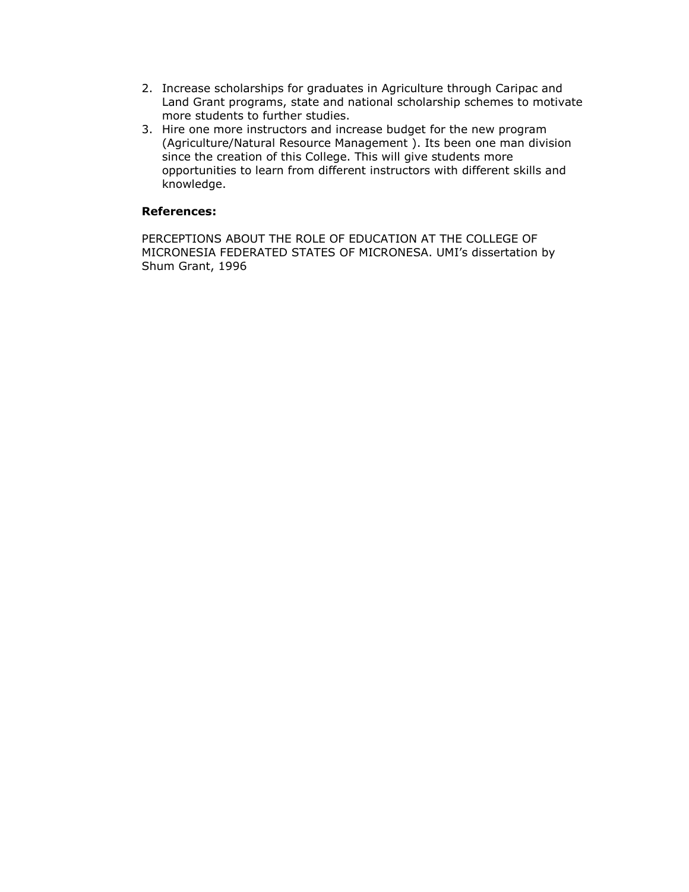2. Increase scholarships for graduates in Agriculture through Caripac and Land Grant programs, state and national scholarship schemes to motivate more students to further studies.
3. Hire one more instructors and increase budget for the new program (Agriculture/Natural Resource Management ). Its been one man division since the creation of this College. This will give students more opportunities to learn from different instructors with different skills and knowledge.

**References:**

PERCEPTIONS ABOUT THE ROLE OF EDUCATION AT THE COLLEGE OF MICRONESIA FEDERATED STATES OF MICRONESA. UMI's dissertation by Shum Grant, 1996